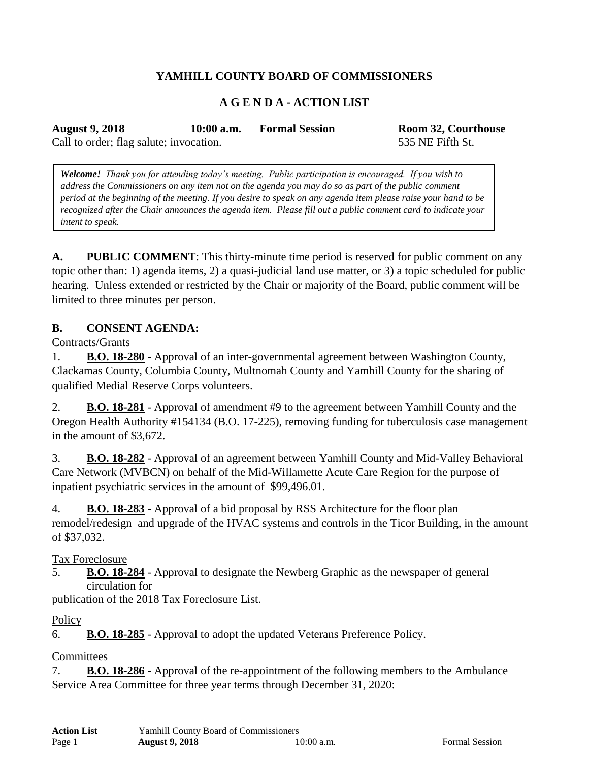**YAMHILL COUNTY BOARD OF COMMISSIONERS**

**A G E N D A - ACTION LIST**

**August 9, 2018** **10:00 a.m.** **Formal Session** **Room 32, Courthouse**
Call to order; flag salute; invocation. 535 NE Fifth St.

> ***Welcome!*** *Thank you for attending today's meeting. Public participation is encouraged. If you wish to address the Commissioners on any item not on the agenda you may do so as part of the public comment period at the beginning of the meeting. If you desire to speak on any agenda item please raise your hand to be recognized after the Chair announces the agenda item. Please fill out a public comment card to indicate your intent to speak.*

**A. PUBLIC COMMENT**: This thirty-minute time period is reserved for public comment on any topic other than: 1) agenda items, 2) a quasi-judicial land use matter, or 3) a topic scheduled for public hearing. Unless extended or restricted by the Chair or majority of the Board, public comment will be limited to three minutes per person.

**B. CONSENT AGENDA:**

Contracts/Grants

1. **B.O. 18-280** - Approval of an inter-governmental agreement between Washington County, Clackamas County, Columbia County, Multnomah County and Yamhill County for the sharing of qualified Medial Reserve Corps volunteers.

2. **B.O. 18-281** - Approval of amendment #9 to the agreement between Yamhill County and the Oregon Health Authority #154134 (B.O. 17-225), removing funding for tuberculosis case management in the amount of $3,672.

3. **B.O. 18-282** - Approval of an agreement between Yamhill County and Mid-Valley Behavioral Care Network (MVBCN) on behalf of the Mid-Willamette Acute Care Region for the purpose of inpatient psychiatric services in the amount of $99,496.01.

4. **B.O. 18-283** - Approval of a bid proposal by RSS Architecture for the floor plan remodel/redesign and upgrade of the HVAC systems and controls in the Ticor Building, in the amount of $37,032.

Tax Foreclosure

5. **B.O. 18-284** - Approval to designate the Newberg Graphic as the newspaper of general circulation for publication of the 2018 Tax Foreclosure List.

Policy

6. **B.O. 18-285** - Approval to adopt the updated Veterans Preference Policy.

Committees

7. **B.O. 18-286** - Approval of the re-appointment of the following members to the Ambulance Service Area Committee for three year terms through December 31, 2020: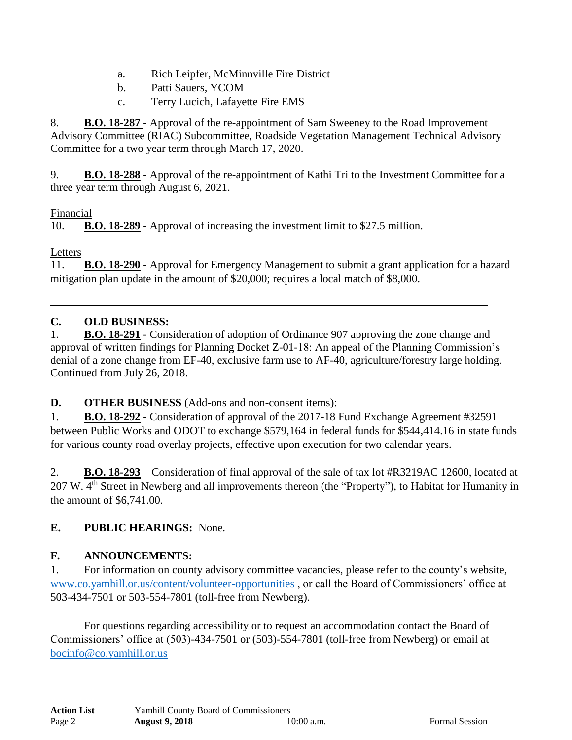a. Rich Leipfer, McMinnville Fire District
b. Patti Sauers, YCOM
c. Terry Lucich, Lafayette Fire EMS

8. **B.O. 18-287** - Approval of the re-appointment of Sam Sweeney to the Road Improvement Advisory Committee (RIAC) Subcommittee, Roadside Vegetation Management Technical Advisory Committee for a two year term through March 17, 2020.

9. **B.O. 18-288** - Approval of the re-appointment of Kathi Tri to the Investment Committee for a three year term through August 6, 2021.

Financial

10. **B.O. 18-289** - Approval of increasing the investment limit to $27.5 million.

Letters

11. **B.O. 18-290** - Approval for Emergency Management to submit a grant application for a hazard mitigation plan update in the amount of $20,000; requires a local match of $8,000.

---

## C. OLD BUSINESS:

1. **B.O. 18-291** - Consideration of adoption of Ordinance 907 approving the zone change and approval of written findings for Planning Docket Z-01-18: An appeal of the Planning Commission's denial of a zone change from EF-40, exclusive farm use to AF-40, agriculture/forestry large holding. Continued from July 26, 2018.

## D. OTHER BUSINESS (Add-ons and non-consent items):

1. **B.O. 18-292** - Consideration of approval of the 2017-18 Fund Exchange Agreement #32591 between Public Works and ODOT to exchange $579,164 in federal funds for $544,414.16 in state funds for various county road overlay projects, effective upon execution for two calendar years.

2. **B.O. 18-293** – Consideration of final approval of the sale of tax lot #R3219AC 12600, located at 207 W. 4th Street in Newberg and all improvements thereon (the "Property"), to Habitat for Humanity in the amount of $6,741.00.

## E. PUBLIC HEARINGS: None.

## F. ANNOUNCEMENTS:

1. For information on county advisory committee vacancies, please refer to the county's website, www.co.yamhill.or.us/content/volunteer-opportunities , or call the Board of Commissioners' office at 503-434-7501 or 503-554-7801 (toll-free from Newberg).

For questions regarding accessibility or to request an accommodation contact the Board of Commissioners' office at (503)-434-7501 or (503)-554-7801 (toll-free from Newberg) or email at bocinfo@co.yamhill.or.us